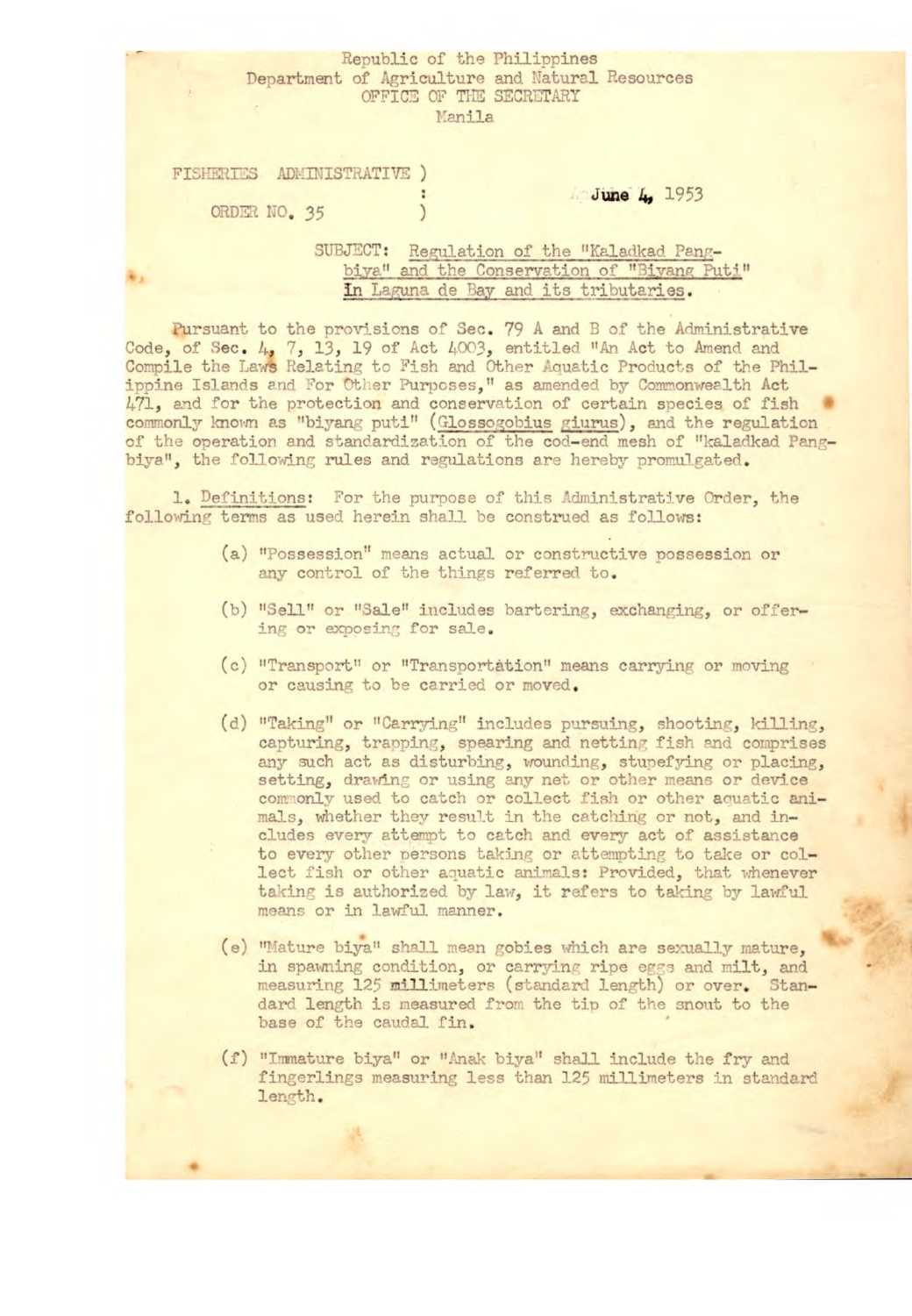Republic of the Philippines
Department of Agriculture and Natural Resources
OFFICE OF THE SECRETARY
Manila

FISHERIES ADMINISTRATIVE ORDER NO. 35

June 4, 1953

SUBJECT: Regulation of the "Kaladkad Pangbiya" and the Conservation of "Biyang Puti" in Laguna de Bay and its tributaries.

Pursuant to the provisions of Sec. 79 A and B of the Administrative Code, of Sec. 4, 7, 13, 19 of Act 4003, entitled "An Act to Amend and Compile the Laws Relating to Fish and Other Aquatic Products of the Philippine Islands and For Other Purposes," as amended by Commonwealth Act 471, and for the protection and conservation of certain species of fish commonly known as "biyang puti" (*Glossogobius giurus*), and the regulation of the operation and standardization of the cod-end mesh of "kaladkad Pangbiya", the following rules and regulations are hereby promulgated.

1. Definitions: For the purpose of this Administrative Order, the following terms as used herein shall be construed as follows:

   (a) "Possession" means actual or constructive possession or any control of the things referred to.

   (b) "Sell" or "Sale" includes bartering, exchanging, or offering or exposing for sale.

   (c) "Transport" or "Transportation" means carrying or moving or causing to be carried or moved.

   (d) "Taking" or "Carrying" includes pursuing, shooting, killing, capturing, trapping, spearing and netting fish and comprises any such act as disturbing, wounding, stupefying or placing, setting, drawing or using any net or other means or device commonly used to catch or collect fish or other aquatic animals, whether they result in the catching or not, and includes every attempt to catch and every act of assistance to every other persons taking or attempting to take or collect fish or other aquatic animals: Provided, that whenever taking is authorized by law, it refers to taking by lawful means or in lawful manner.

   (e) "Mature biya" shall mean gobies which are sexually mature, in spawning condition, or carrying ripe eggs and milt, and measuring 125 millimeters (standard length) or over. Standard length is measured from the tip of the snout to the base of the caudal fin.

   (f) "Immature biya" or "Anak biya" shall include the fry and fingerlings measuring less than 125 millimeters in standard length.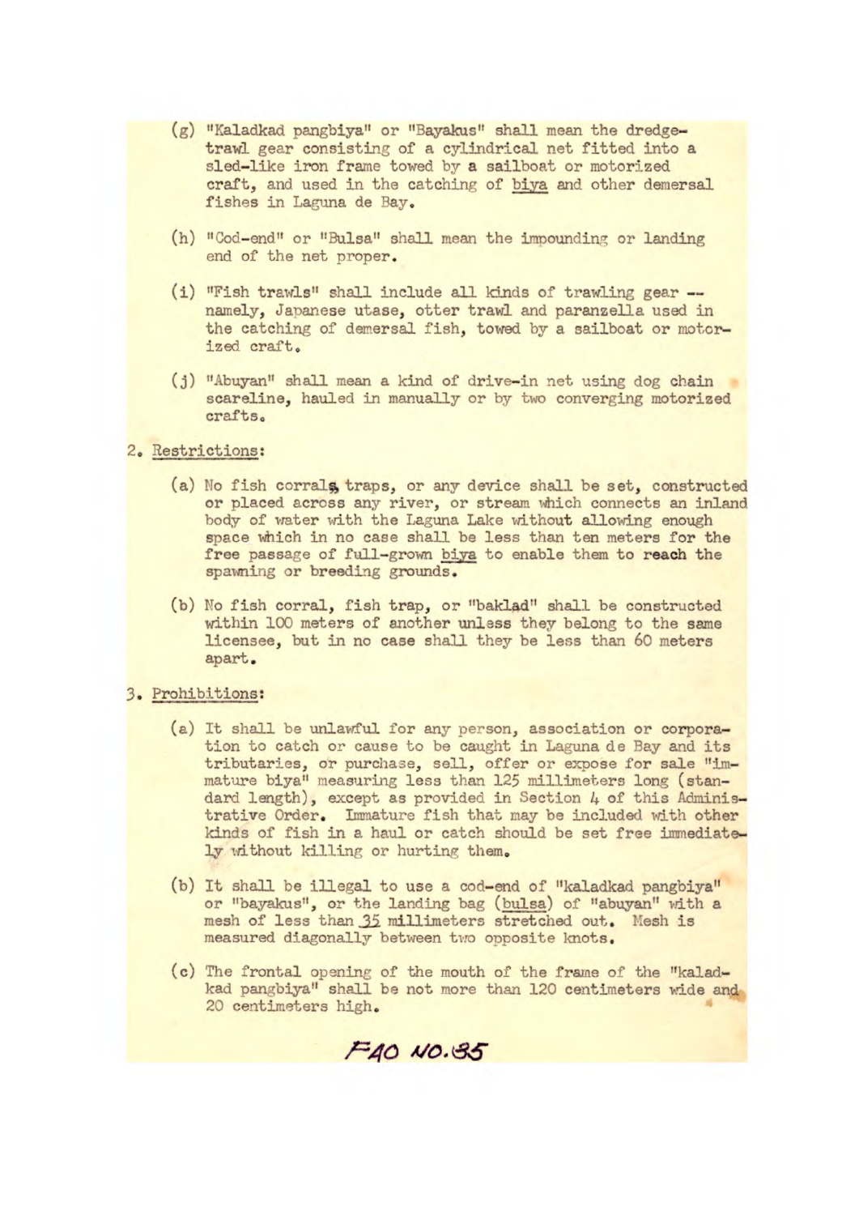(g) "Kaladkad pangbiya" or "Bayakus" shall mean the dredge-trawl gear consisting of a cylindrical net fitted into a sled-like iron frame towed by a sailboat or motorized craft, and used in the catching of biya and other demersal fishes in Laguna de Bay.

(h) "Cod-end" or "Bulsa" shall mean the impounding or landing end of the net proper.

(i) "Fish trawls" shall include all kinds of trawling gear -- namely, Japanese utase, otter trawl and paranzella used in the catching of demersal fish, towed by a sailboat or motorized craft.

(j) "Abuyan" shall mean a kind of drive-in net using dog chain scareline, hauled in manually or by two converging motorized crafts.

2. Restrictions:

(a) No fish corrals, traps, or any device shall be set, constructed or placed across any river, or stream which connects an inland body of water with the Laguna Lake without allowing enough space which in no case shall be less than ten meters for the free passage of full-grown biya to enable them to reach the spawning or breeding grounds.

(b) No fish corral, fish trap, or "baklad" shall be constructed within 100 meters of another unless they belong to the same licensee, but in no case shall they be less than 60 meters apart.

3. Prohibitions:

(a) It shall be unlawful for any person, association or corporation to catch or cause to be caught in Laguna de Bay and its tributaries, or purchase, sell, offer or expose for sale "immature biya" measuring less than 125 millimeters long (standard length), except as provided in Section 4 of this Administrative Order. Immature fish that may be included with other kinds of fish in a haul or catch should be set free immediately without killing or hurting them.

(b) It shall be illegal to use a cod-end of "kaladkad pangbiya" or "bayakus", or the landing bag (bulsa) of "abuyan" with a mesh of less than 35 millimeters stretched out. Mesh is measured diagonally between two opposite knots.

(c) The frontal opening of the mouth of the frame of the "kaladkad pangbiya" shall be not more than 120 centimeters wide and 20 centimeters high.

FAO NO.35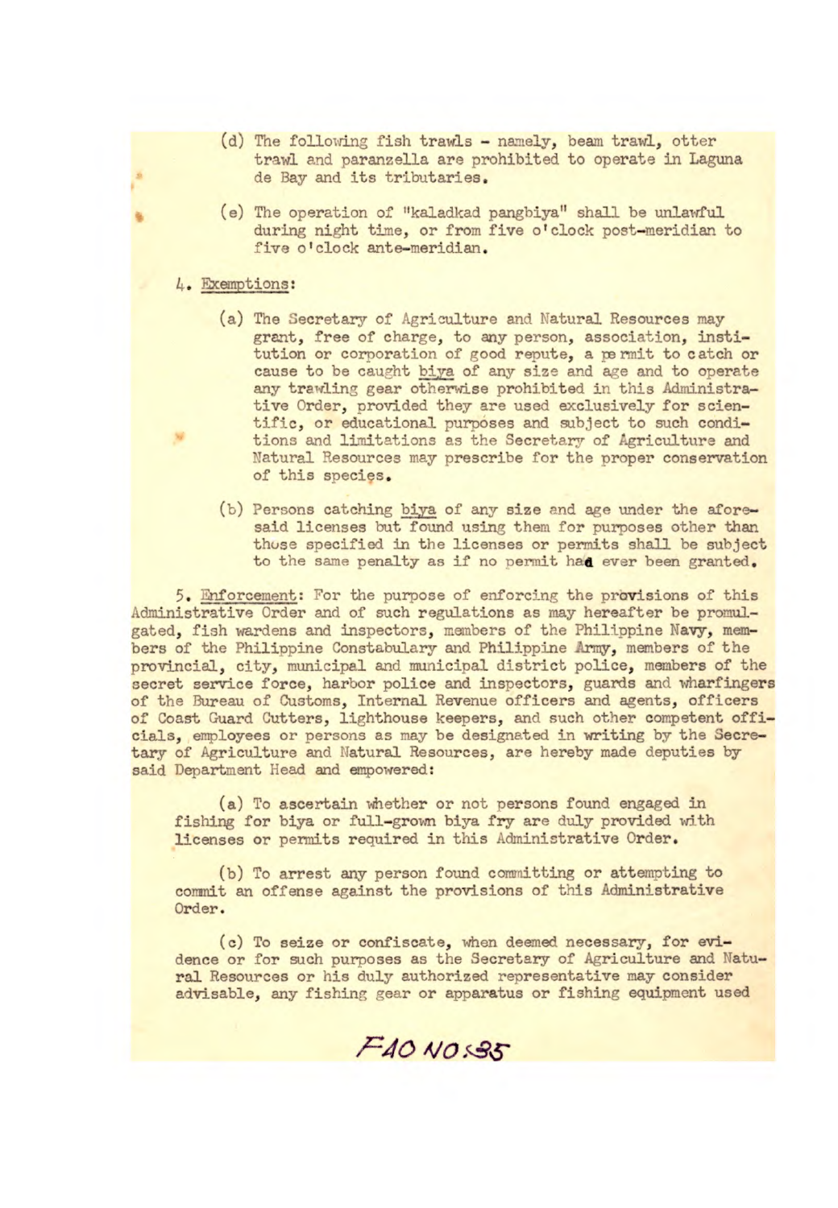(d) The following fish trawls - namely, beam trawl, otter trawl and paranzella are prohibited to operate in Laguna de Bay and its tributaries.

(e) The operation of "kaladkad pangbiya" shall be unlawful during night time, or from five o'clock post-meridian to five o'clock ante-meridian.

4. Exemptions:

(a) The Secretary of Agriculture and Natural Resources may grant, free of charge, to any person, association, institution or corporation of good repute, a permit to catch or cause to be caught biya of any size and age and to operate any trawling gear otherwise prohibited in this Administrative Order, provided they are used exclusively for scientific, or educational purposes and subject to such conditions and limitations as the Secretary of Agriculture and Natural Resources may prescribe for the proper conservation of this species.

(b) Persons catching biya of any size and age under the aforesaid licenses but found using them for purposes other than those specified in the licenses or permits shall be subject to the same penalty as if no permit had ever been granted.

5. Enforcement: For the purpose of enforcing the provisions of this Administrative Order and of such regulations as may hereafter be promulgated, fish wardens and inspectors, members of the Philippine Navy, members of the Philippine Constabulary and Philippine Army, members of the provincial, city, municipal and municipal district police, members of the secret service force, harbor police and inspectors, guards and wharfingers of the Bureau of Customs, Internal Revenue officers and agents, officers of Coast Guard Cutters, lighthouse keepers, and such other competent officials, employees or persons as may be designated in writing by the Secretary of Agriculture and Natural Resources, are hereby made deputies by said Department Head and empowered:

(a) To ascertain whether or not persons found engaged in fishing for biya or full-grown biya fry are duly provided with licenses or permits required in this Administrative Order.

(b) To arrest any person found committing or attempting to commit an offense against the provisions of this Administrative Order.

(c) To seize or confiscate, when deemed necessary, for evidence or for such purposes as the Secretary of Agriculture and Natural Resources or his duly authorized representative may consider advisable, any fishing gear or apparatus or fishing equipment used

FAO NO. 35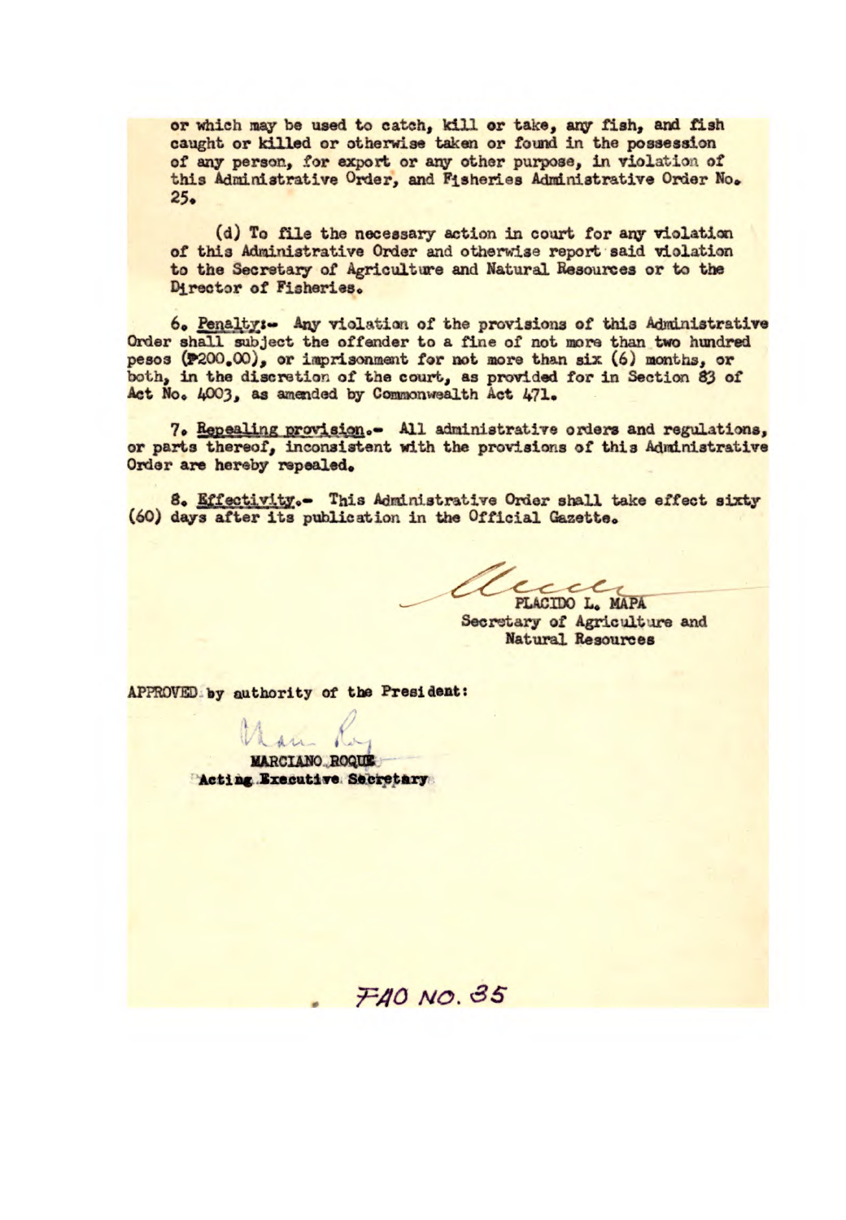or which may be used to catch, kill or take, any fish, and fish caught or killed or otherwise taken or found in the possession of any person, for export or any other purpose, in violation of this Administrative Order, and Fisheries Administrative Order No. 25.

(d) To file the necessary action in court for any violation of this Administrative Order and otherwise report said violation to the Secretary of Agriculture and Natural Resources or to the Director of Fisheries.

6. Penalty:- Any violation of the provisions of this Administrative Order shall subject the offender to a fine of not more than two hundred pesos (₱200.00), or imprisonment for not more than six (6) months, or both, in the discretion of the court, as provided for in Section 83 of Act No. 4003, as amended by Commonwealth Act 471.

7. Repealing provision.- All administrative orders and regulations, or parts thereof, inconsistent with the provisions of this Administrative Order are hereby repealed.

8. Effectivity.- This Administrative Order shall take effect sixty (60) days after its publication in the Official Gazette.

PLACIDO L. MAPA
Secretary of Agriculture and
Natural Resources

APPROVED by authority of the President:

MARCIANO ROQUE
Acting Executive Secretary

FAO NO. 35